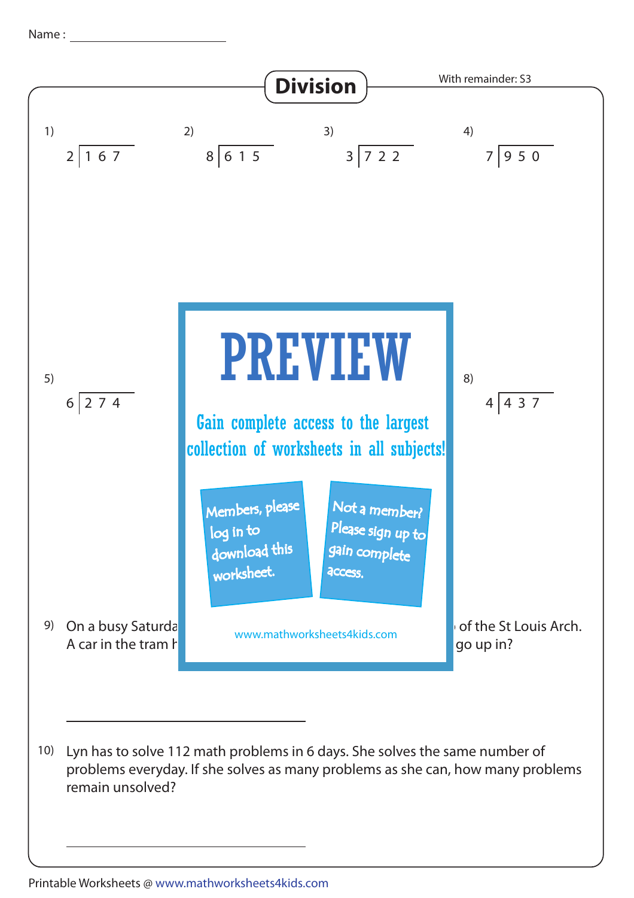Name : ______________________

# Division

With remainder: S3

1) $2 \overline{)167}$

2) $8 \overline{)615}$

3) $3 \overline{)722}$

4) $7 \overline{)950}$

5) $6 \overline{)274}$

8) $4 \overline{)437}$

PREVIEW

Gain complete access to the largest collection of worksheets in all subjects!

Members, please log in to download this worksheet.

Not a member? Please sign up to gain complete access.

www.mathworksheets4kids.com

9) On a busy Saturda ... of the St Louis Arch. A car in the tram h ... go up in?

______________________

10) Lyn has to solve 112 math problems in 6 days. She solves the same number of problems everyday. If she solves as many problems as she can, how many problems remain unsolved?

______________________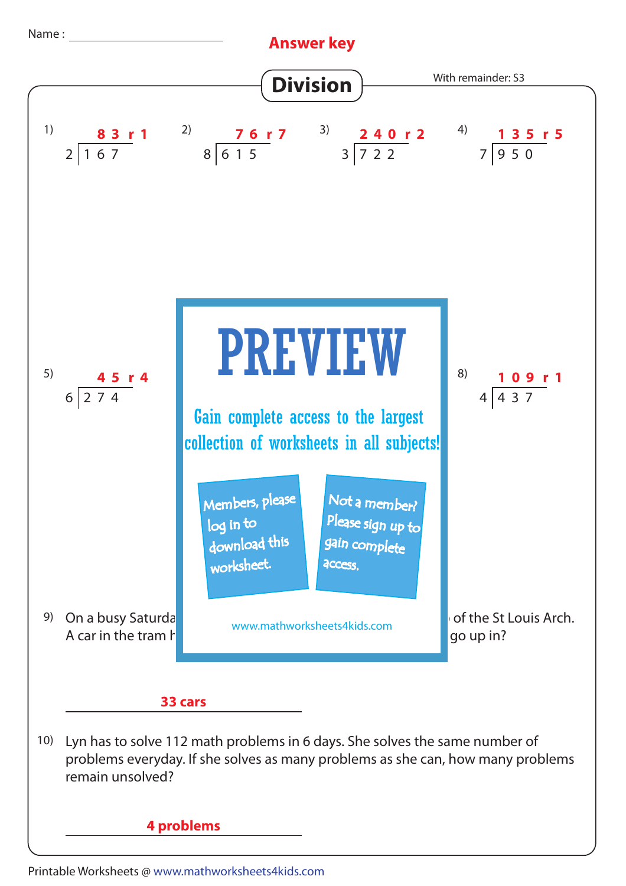Name : ______________

**Answer key**

# Division

With remainder: S3

1) $2 \overline{)167}$ **83 r 1**

2) $8 \overline{)615}$ **76 r 7**

3) $3 \overline{)722}$ **240 r 2**

4) $7 \overline{)950}$ **135 r 5**

5) $6 \overline{)274}$ **45 r 4**

8) $4 \overline{)437}$ **109 r 1**

PREVIEW

Gain complete access to the largest collection of worksheets in all subjects!

Members, please log in to download this worksheet.

Not a member? Please sign up to gain complete access.

www.mathworksheets4kids.com

9) On a busy Saturda... of the St Louis Arch. A car in the tram h... go up in?

**33 cars**

10) Lyn has to solve 112 math problems in 6 days. She solves the same number of problems everyday. If she solves as many problems as she can, how many problems remain unsolved?

**4 problems**

Printable Worksheets @ www.mathworksheets4kids.com